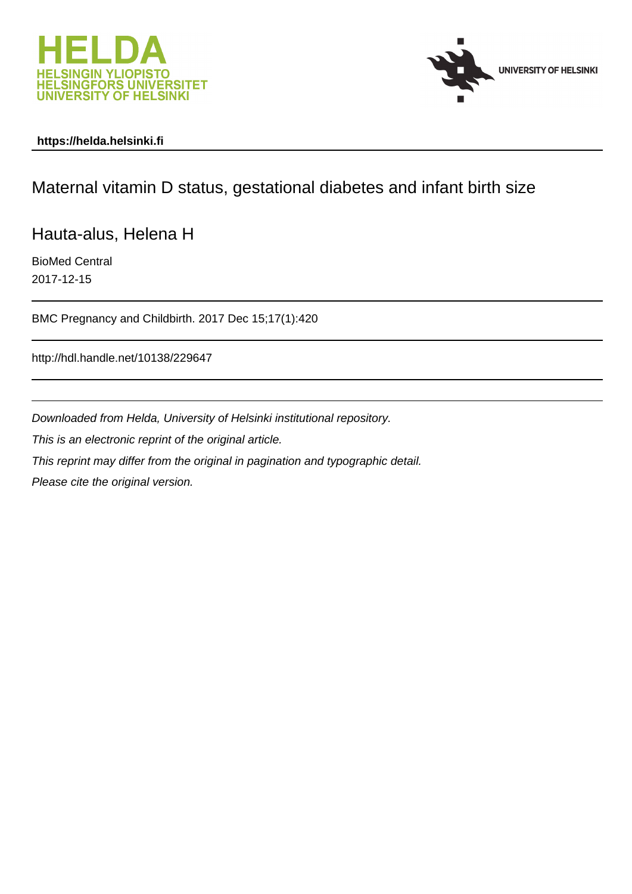HELDA
HELSINGIN YLIOPISTO
HELSINGFORS UNIVERSITET
UNIVERSITY OF HELSINKI

UNIVERSITY OF HELSINKI

**https://helda.helsinki.fi**

# Maternal vitamin D status, gestational diabetes and infant birth size

Hauta-alus, Helena H

BioMed Central

2017-12-15

BMC Pregnancy and Childbirth. 2017 Dec 15;17(1):420

http://hdl.handle.net/10138/229647

*Downloaded from Helda, University of Helsinki institutional repository.*

*This is an electronic reprint of the original article.*

*This reprint may differ from the original in pagination and typographic detail.*

*Please cite the original version.*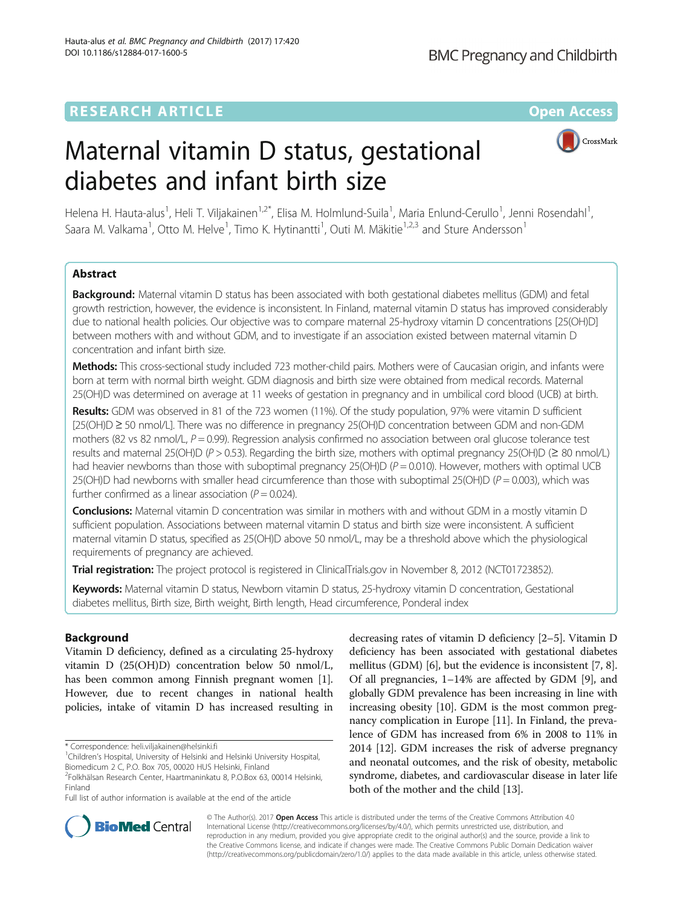# Maternal vitamin D status, gestational diabetes and infant birth size

Helena H. Hauta-alus[1], Heli T. Viljakainen[1,2*], Elisa M. Holmlund-Suila[1], Maria Enlund-Cerullo[1], Jenni Rosendahl[1], Saara M. Valkama[1], Otto M. Helve[1], Timo K. Hytinantti[1], Outi M. Mäkitie[1,2,3] and Sture Andersson[1]

## Abstract

**Background:** Maternal vitamin D status has been associated with both gestational diabetes mellitus (GDM) and fetal growth restriction, however, the evidence is inconsistent. In Finland, maternal vitamin D status has improved considerably due to national health policies. Our objective was to compare maternal 25-hydroxy vitamin D concentrations [25(OH)D] between mothers with and without GDM, and to investigate if an association existed between maternal vitamin D concentration and infant birth size.

**Methods:** This cross-sectional study included 723 mother-child pairs. Mothers were of Caucasian origin, and infants were born at term with normal birth weight. GDM diagnosis and birth size were obtained from medical records. Maternal 25(OH)D was determined on average at 11 weeks of gestation in pregnancy and in umbilical cord blood (UCB) at birth.

**Results:** GDM was observed in 81 of the 723 women (11%). Of the study population, 97% were vitamin D sufficient [25(OH)D ≥ 50 nmol/L]. There was no difference in pregnancy 25(OH)D concentration between GDM and non-GDM mothers (82 vs 82 nmol/L, $P = 0.99$). Regression analysis confirmed no association between oral glucose tolerance test results and maternal 25(OH)D ($P > 0.53$). Regarding the birth size, mothers with optimal pregnancy 25(OH)D (≥ 80 nmol/L) had heavier newborns than those with suboptimal pregnancy 25(OH)D ($P = 0.010$). However, mothers with optimal UCB 25(OH)D had newborns with smaller head circumference than those with suboptimal 25(OH)D ($P = 0.003$), which was further confirmed as a linear association ($P = 0.024$).

**Conclusions:** Maternal vitamin D concentration was similar in mothers with and without GDM in a mostly vitamin D sufficient population. Associations between maternal vitamin D status and birth size were inconsistent. A sufficient maternal vitamin D status, specified as 25(OH)D above 50 nmol/L, may be a threshold above which the physiological requirements of pregnancy are achieved.

**Trial registration:** The project protocol is registered in ClinicalTrials.gov in November 8, 2012 (NCT01723852).

**Keywords:** Maternal vitamin D status, Newborn vitamin D status, 25-hydroxy vitamin D concentration, Gestational diabetes mellitus, Birth size, Birth weight, Birth length, Head circumference, Ponderal index

## Background

Vitamin D deficiency, defined as a circulating 25-hydroxy vitamin D (25(OH)D) concentration below 50 nmol/L, has been common among Finnish pregnant women [1]. However, due to recent changes in national health policies, intake of vitamin D has increased resulting in decreasing rates of vitamin D deficiency [2–5]. Vitamin D deficiency has been associated with gestational diabetes mellitus (GDM) [6], but the evidence is inconsistent [7, 8]. Of all pregnancies, 1–14% are affected by GDM [9], and globally GDM prevalence has been increasing in line with increasing obesity [10]. GDM is the most common pregnancy complication in Europe [11]. In Finland, the prevalence of GDM has increased from 6% in 2008 to 11% in 2014 [12]. GDM increases the risk of adverse pregnancy and neonatal outcomes, and the risk of obesity, metabolic syndrome, diabetes, and cardiovascular disease in later life both of the mother and the child [13].

\* Correspondence: heli.viljakainen@helsinki.fi
[1]Children's Hospital, University of Helsinki and Helsinki University Hospital, Biomedicum 2 C, P.O. Box 705, 00020 HUS Helsinki, Finland
[2]Folkhälsan Research Center, Haartmaninkatu 8, P.O.Box 63, 00014 Helsinki, Finland
Full list of author information is available at the end of the article

© The Author(s). 2017 **Open Access** This article is distributed under the terms of the Creative Commons Attribution 4.0 International License (http://creativecommons.org/licenses/by/4.0/), which permits unrestricted use, distribution, and reproduction in any medium, provided you give appropriate credit to the original author(s) and the source, provide a link to the Creative Commons license, and indicate if changes were made. The Creative Commons Public Domain Dedication waiver (http://creativecommons.org/publicdomain/zero/1.0/) applies to the data made available in this article, unless otherwise stated.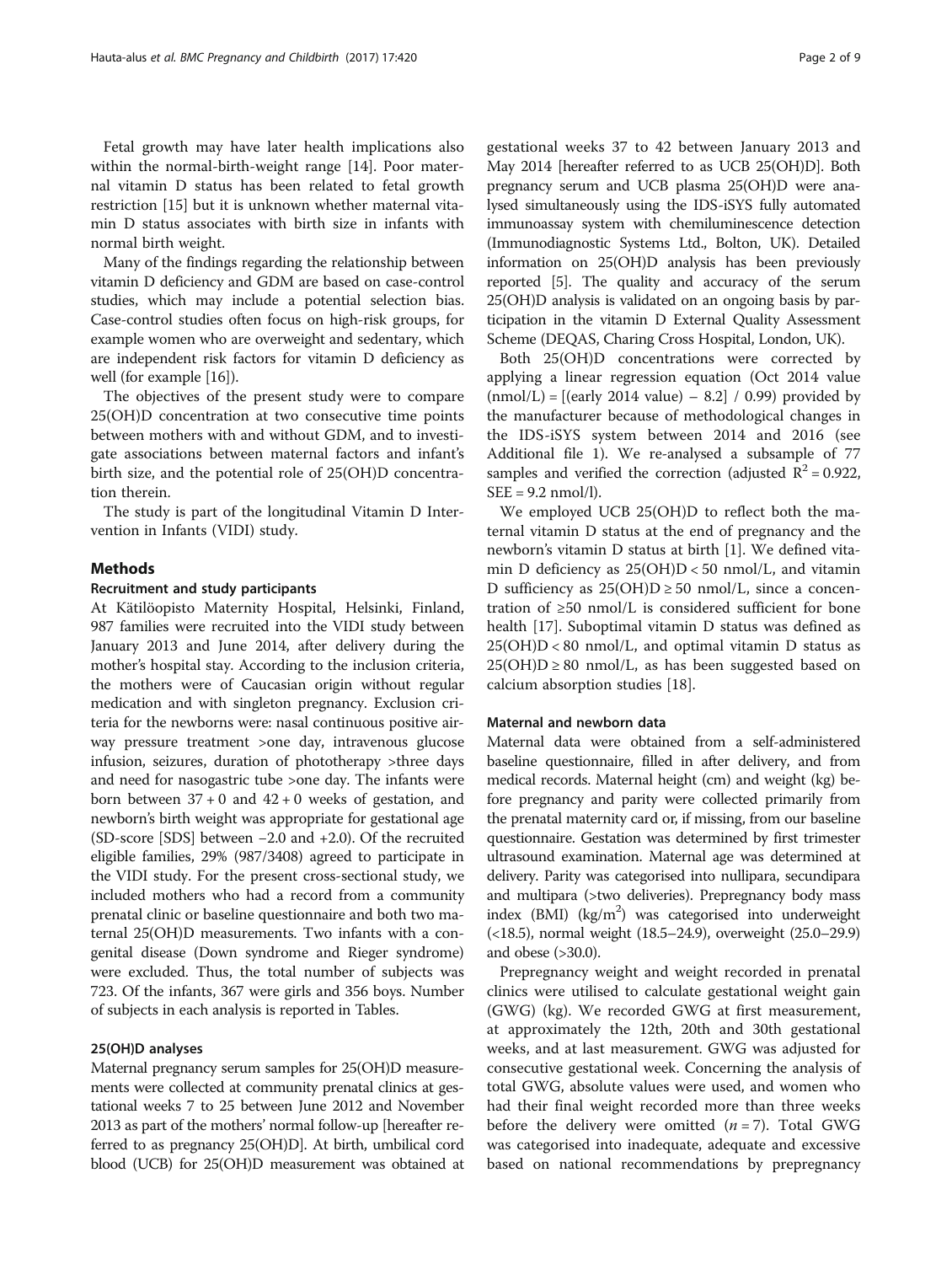Fetal growth may have later health implications also within the normal-birth-weight range [14]. Poor maternal vitamin D status has been related to fetal growth restriction [15] but it is unknown whether maternal vitamin D status associates with birth size in infants with normal birth weight.

Many of the findings regarding the relationship between vitamin D deficiency and GDM are based on case-control studies, which may include a potential selection bias. Case-control studies often focus on high-risk groups, for example women who are overweight and sedentary, which are independent risk factors for vitamin D deficiency as well (for example [16]).

The objectives of the present study were to compare 25(OH)D concentration at two consecutive time points between mothers with and without GDM, and to investigate associations between maternal factors and infant's birth size, and the potential role of 25(OH)D concentration therein.

The study is part of the longitudinal Vitamin D Intervention in Infants (VIDI) study.

## Methods

### Recruitment and study participants

At Kätilöopisto Maternity Hospital, Helsinki, Finland, 987 families were recruited into the VIDI study between January 2013 and June 2014, after delivery during the mother's hospital stay. According to the inclusion criteria, the mothers were of Caucasian origin without regular medication and with singleton pregnancy. Exclusion criteria for the newborns were: nasal continuous positive airway pressure treatment >one day, intravenous glucose infusion, seizures, duration of phototherapy >three days and need for nasogastric tube >one day. The infants were born between 37 + 0 and 42 + 0 weeks of gestation, and newborn's birth weight was appropriate for gestational age (SD-score [SDS] between −2.0 and +2.0). Of the recruited eligible families, 29% (987/3408) agreed to participate in the VIDI study. For the present cross-sectional study, we included mothers who had a record from a community prenatal clinic or baseline questionnaire and both two maternal 25(OH)D measurements. Two infants with a congenital disease (Down syndrome and Rieger syndrome) were excluded. Thus, the total number of subjects was 723. Of the infants, 367 were girls and 356 boys. Number of subjects in each analysis is reported in Tables.

### 25(OH)D analyses

Maternal pregnancy serum samples for 25(OH)D measurements were collected at community prenatal clinics at gestational weeks 7 to 25 between June 2012 and November 2013 as part of the mothers' normal follow-up [hereafter referred to as pregnancy 25(OH)D]. At birth, umbilical cord blood (UCB) for 25(OH)D measurement was obtained at gestational weeks 37 to 42 between January 2013 and May 2014 [hereafter referred to as UCB 25(OH)D]. Both pregnancy serum and UCB plasma 25(OH)D were analysed simultaneously using the IDS-iSYS fully automated immunoassay system with chemiluminescence detection (Immunodiagnostic Systems Ltd., Bolton, UK). Detailed information on 25(OH)D analysis has been previously reported [5]. The quality and accuracy of the serum 25(OH)D analysis is validated on an ongoing basis by participation in the vitamin D External Quality Assessment Scheme (DEQAS, Charing Cross Hospital, London, UK).

Both 25(OH)D concentrations were corrected by applying a linear regression equation (Oct 2014 value (nmol/L) = [(early 2014 value) − 8.2] / 0.99) provided by the manufacturer because of methodological changes in the IDS-iSYS system between 2014 and 2016 (see Additional file 1). We re-analysed a subsample of 77 samples and verified the correction (adjusted $R^2 = 0.922$, SEE = 9.2 nmol/l).

We employed UCB 25(OH)D to reflect both the maternal vitamin D status at the end of pregnancy and the newborn's vitamin D status at birth [1]. We defined vitamin D deficiency as 25(OH)D < 50 nmol/L, and vitamin D sufficiency as 25(OH)D ≥ 50 nmol/L, since a concentration of ≥50 nmol/L is considered sufficient for bone health [17]. Suboptimal vitamin D status was defined as 25(OH)D < 80 nmol/L, and optimal vitamin D status as 25(OH)D ≥ 80 nmol/L, as has been suggested based on calcium absorption studies [18].

### Maternal and newborn data

Maternal data were obtained from a self-administered baseline questionnaire, filled in after delivery, and from medical records. Maternal height (cm) and weight (kg) before pregnancy and parity were collected primarily from the prenatal maternity card or, if missing, from our baseline questionnaire. Gestation was determined by first trimester ultrasound examination. Maternal age was determined at delivery. Parity was categorised into nullipara, secundipara and multipara (>two deliveries). Prepregnancy body mass index (BMI) (kg/m$^2$) was categorised into underweight (<18.5), normal weight (18.5–24.9), overweight (25.0–29.9) and obese (>30.0).

Prepregnancy weight and weight recorded in prenatal clinics were utilised to calculate gestational weight gain (GWG) (kg). We recorded GWG at first measurement, at approximately the 12th, 20th and 30th gestational weeks, and at last measurement. GWG was adjusted for consecutive gestational week. Concerning the analysis of total GWG, absolute values were used, and women who had their final weight recorded more than three weeks before the delivery were omitted ($n = 7$). Total GWG was categorised into inadequate, adequate and excessive based on national recommendations by prepregnancy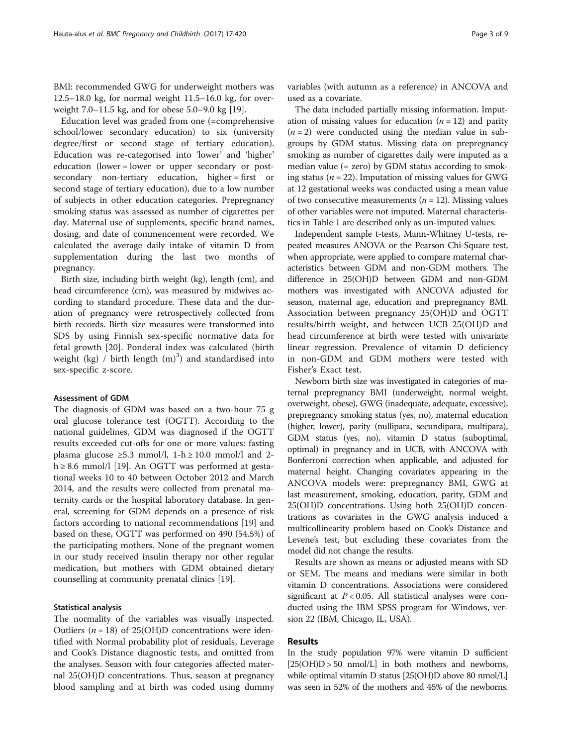BMI: recommended GWG for underweight mothers was 12.5–18.0 kg, for normal weight 11.5–16.0 kg, for overweight 7.0–11.5 kg, and for obese 5.0–9.0 kg [19].

Education level was graded from one (=comprehensive school/lower secondary education) to six (university degree/first or second stage of tertiary education). Education was re-categorised into 'lower' and 'higher' education (lower = lower or upper secondary or post-secondary non-tertiary education, higher = first or second stage of tertiary education), due to a low number of subjects in other education categories. Prepregnancy smoking status was assessed as number of cigarettes per day. Maternal use of supplements, specific brand names, dosing, and date of commencement were recorded. We calculated the average daily intake of vitamin D from supplementation during the last two months of pregnancy.

Birth size, including birth weight (kg), length (cm), and head circumference (cm), was measured by midwives according to standard procedure. These data and the duration of pregnancy were retrospectively collected from birth records. Birth size measures were transformed into SDS by using Finnish sex-specific normative data for fetal growth [20]. Ponderal index was calculated (birth weight (kg) / birth length $(m)^3$) and standardised into sex-specific z-score.

### Assessment of GDM

The diagnosis of GDM was based on a two-hour 75 g oral glucose tolerance test (OGTT). According to the national guidelines, GDM was diagnosed if the OGTT results exceeded cut-offs for one or more values: fasting plasma glucose ≥5.3 mmol/l, 1-h ≥ 10.0 mmol/l and 2-h ≥ 8.6 mmol/l [19]. An OGTT was performed at gestational weeks 10 to 40 between October 2012 and March 2014, and the results were collected from prenatal maternity cards or the hospital laboratory database. In general, screening for GDM depends on a presence of risk factors according to national recommendations [19] and based on these, OGTT was performed on 490 (54.5%) of the participating mothers. None of the pregnant women in our study received insulin therapy nor other regular medication, but mothers with GDM obtained dietary counselling at community prenatal clinics [19].

### Statistical analysis

The normality of the variables was visually inspected. Outliers ($n = 18$) of 25(OH)D concentrations were identified with Normal probability plot of residuals, Leverage and Cook's Distance diagnostic tests, and omitted from the analyses. Season with four categories affected maternal 25(OH)D concentrations. Thus, season at pregnancy blood sampling and at birth was coded using dummy variables (with autumn as a reference) in ANCOVA and used as a covariate.

The data included partially missing information. Imputation of missing values for education ($n = 12$) and parity ($n = 2$) were conducted using the median value in subgroups by GDM status. Missing data on prepregnancy smoking as number of cigarettes daily were imputed as a median value (= zero) by GDM status according to smoking status ($n = 22$). Imputation of missing values for GWG at 12 gestational weeks was conducted using a mean value of two consecutive measurements ($n = 12$). Missing values of other variables were not imputed. Maternal characteristics in Table 1 are described only as un-imputed values.

Independent sample t-tests, Mann-Whitney U-tests, repeated measures ANOVA or the Pearson Chi-Square test, when appropriate, were applied to compare maternal characteristics between GDM and non-GDM mothers. The difference in 25(OH)D between GDM and non-GDM mothers was investigated with ANCOVA adjusted for season, maternal age, education and prepregnancy BMI. Association between pregnancy 25(OH)D and OGTT results/birth weight, and between UCB 25(OH)D and head circumference at birth were tested with univariate linear regression. Prevalence of vitamin D deficiency in non-GDM and GDM mothers were tested with Fisher's Exact test.

Newborn birth size was investigated in categories of maternal prepregnancy BMI (underweight, normal weight, overweight, obese), GWG (inadequate, adequate, excessive), prepregnancy smoking status (yes, no), maternal education (higher, lower), parity (nullipara, secundipara, multipara), GDM status (yes, no), vitamin D status (suboptimal, optimal) in pregnancy and in UCB, with ANCOVA with Bonferroni correction when applicable, and adjusted for maternal height. Changing covariates appearing in the ANCOVA models were: prepregnancy BMI, GWG at last measurement, smoking, education, parity, GDM and 25(OH)D concentrations. Using both 25(OH)D concentrations as covariates in the GWG analysis induced a multicollinearity problem based on Cook's Distance and Levene's test, but excluding these covariates from the model did not change the results.

Results are shown as means or adjusted means with SD or SEM. The means and medians were similar in both vitamin D concentrations. Associations were considered significant at $P < 0.05$. All statistical analyses were conducted using the IBM SPSS program for Windows, version 22 (IBM, Chicago, IL, USA).

## Results

In the study population 97% were vitamin D sufficient [25(OH)D > 50 nmol/L] in both mothers and newborns, while optimal vitamin D status [25(OH)D above 80 nmol/L] was seen in 52% of the mothers and 45% of the newborns.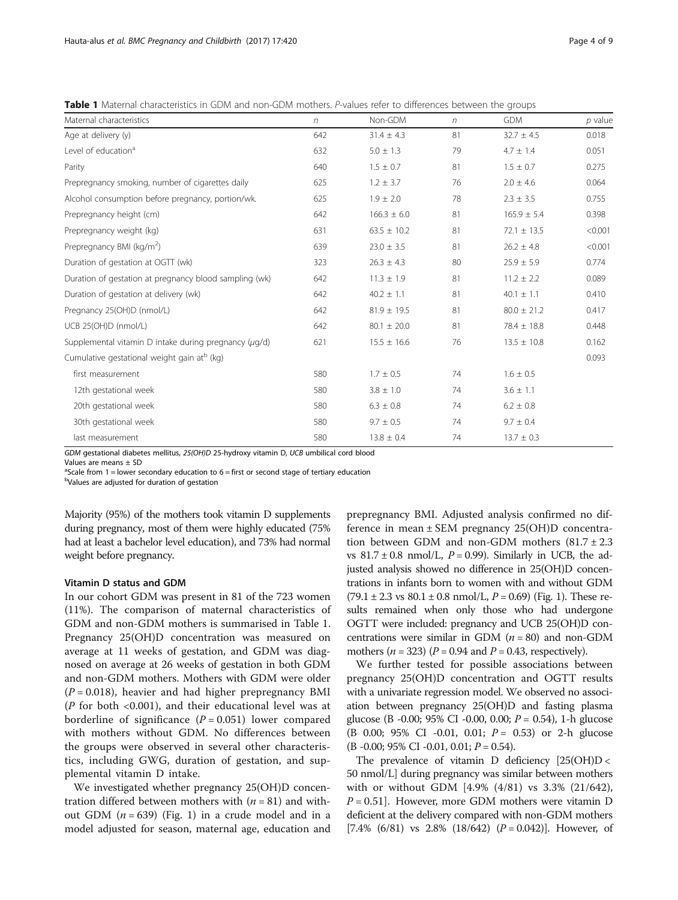**Table 1** Maternal characteristics in GDM and non-GDM mothers. *P*-values refer to differences between the groups

| Maternal characteristics | *n* | Non-GDM | *n* | GDM | *p* value |
|---|---|---|---|---|---|
| Age at delivery (y) | 642 | 31.4 ± 4.3 | 81 | 32.7 ± 4.5 | 0.018 |
| Level of education[a] | 632 | 5.0 ± 1.3 | 79 | 4.7 ± 1.4 | 0.051 |
| Parity | 640 | 1.5 ± 0.7 | 81 | 1.5 ± 0.7 | 0.275 |
| Prepregnancy smoking, number of cigarettes daily | 625 | 1.2 ± 3.7 | 76 | 2.0 ± 4.6 | 0.064 |
| Alcohol consumption before pregnancy, portion/wk. | 625 | 1.9 ± 2.0 | 78 | 2.3 ± 3.5 | 0.755 |
| Prepregnancy height (cm) | 642 | 166.3 ± 6.0 | 81 | 165.9 ± 5.4 | 0.398 |
| Prepregnancy weight (kg) | 631 | 63.5 ± 10.2 | 81 | 72.1 ± 13.5 | <0.001 |
| Prepregnancy BMI (kg/m$^2$) | 639 | 23.0 ± 3.5 | 81 | 26.2 ± 4.8 | <0.001 |
| Duration of gestation at OGTT (wk) | 323 | 26.3 ± 4.3 | 80 | 25.9 ± 5.9 | 0.774 |
| Duration of gestation at pregnancy blood sampling (wk) | 642 | 11.3 ± 1.9 | 81 | 11.2 ± 2.2 | 0.089 |
| Duration of gestation at delivery (wk) | 642 | 40.2 ± 1.1 | 81 | 40.1 ± 1.1 | 0.410 |
| Pregnancy 25(OH)D (nmol/L) | 642 | 81.9 ± 19.5 | 81 | 80.0 ± 21.2 | 0.417 |
| UCB 25(OH)D (nmol/L) | 642 | 80.1 ± 20.0 | 81 | 78.4 ± 18.8 | 0.448 |
| Supplemental vitamin D intake during pregnancy (μg/d) | 621 | 15.5 ± 16.6 | 76 | 13.5 ± 10.8 | 0.162 |
| Cumulative gestational weight gain at[b] (kg) | | | | | 0.093 |
| first measurement | 580 | 1.7 ± 0.5 | 74 | 1.6 ± 0.5 | |
| 12th gestational week | 580 | 3.8 ± 1.0 | 74 | 3.6 ± 1.1 | |
| 20th gestational week | 580 | 6.3 ± 0.8 | 74 | 6.2 ± 0.8 | |
| 30th gestational week | 580 | 9.7 ± 0.5 | 74 | 9.7 ± 0.4 | |
| last measurement | 580 | 13.8 ± 0.4 | 74 | 13.7 ± 0.3 | |

*GDM* gestational diabetes mellitus, *25(OH)D* 25-hydroxy vitamin D, *UCB* umbilical cord blood
Values are means ± SD
[a]Scale from 1 = lower secondary education to 6 = first or second stage of tertiary education
[b]Values are adjusted for duration of gestation

Majority (95%) of the mothers took vitamin D supplements during pregnancy, most of them were highly educated (75% had at least a bachelor level education), and 73% had normal weight before pregnancy.

### Vitamin D status and GDM

In our cohort GDM was present in 81 of the 723 women (11%). The comparison of maternal characteristics of GDM and non-GDM mothers is summarised in Table 1. Pregnancy 25(OH)D concentration was measured on average at 11 weeks of gestation, and GDM was diagnosed on average at 26 weeks of gestation in both GDM and non-GDM mothers. Mothers with GDM were older ($P = 0.018$), heavier and had higher prepregnancy BMI ($P$ for both <0.001), and their educational level was at borderline of significance ($P = 0.051$) lower compared with mothers without GDM. No differences between the groups were observed in several other characteristics, including GWG, duration of gestation, and supplemental vitamin D intake.

We investigated whether pregnancy 25(OH)D concentration differed between mothers with ($n = 81$) and without GDM ($n = 639$) (Fig. 1) in a crude model and in a model adjusted for season, maternal age, education and prepregnancy BMI. Adjusted analysis confirmed no difference in mean ± SEM pregnancy 25(OH)D concentration between GDM and non-GDM mothers (81.7 ± 2.3 vs 81.7 ± 0.8 nmol/L, $P = 0.99$). Similarly in UCB, the adjusted analysis showed no difference in 25(OH)D concentrations in infants born to women with and without GDM (79.1 ± 2.3 vs 80.1 ± 0.8 nmol/L, $P = 0.69$) (Fig. 1). These results remained when only those who had undergone OGTT were included: pregnancy and UCB 25(OH)D concentrations were similar in GDM ($n = 80$) and non-GDM mothers ($n = 323$) ($P = 0.94$ and $P = 0.43$, respectively).

We further tested for possible associations between pregnancy 25(OH)D concentration and OGTT results with a univariate regression model. We observed no association between pregnancy 25(OH)D and fasting plasma glucose (B -0.00; 95% CI -0.00, 0.00; $P = 0.54$), 1-h glucose (B 0.00; 95% CI -0.01, 0.01; $P = 0.53$) or 2-h glucose (B -0.00; 95% CI -0.01, 0.01; $P = 0.54$).

The prevalence of vitamin D deficiency [25(OH)D < 50 nmol/L] during pregnancy was similar between mothers with or without GDM [4.9% (4/81) vs 3.3% (21/642), $P = 0.51$]. However, more GDM mothers were vitamin D deficient at the delivery compared with non-GDM mothers [7.4% (6/81) vs 2.8% (18/642) ($P = 0.042$)]. However, of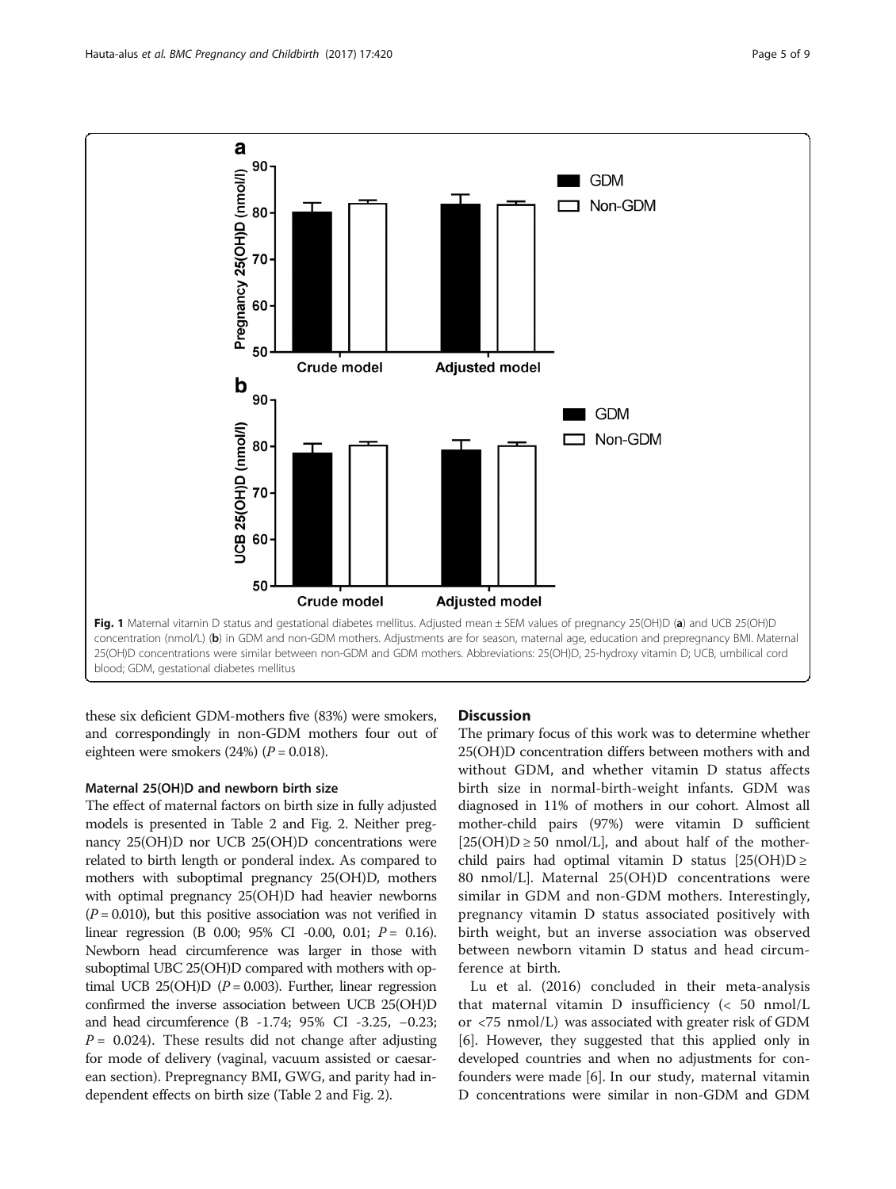Fig. 1 Maternal vitamin D status and gestational diabetes mellitus. Adjusted mean ± SEM values of pregnancy 25(OH)D (**a**) and UCB 25(OH)D concentration (nmol/L) (**b**) in GDM and non-GDM mothers. Adjustments are for season, maternal age, education and prepregnancy BMI. Maternal 25(OH)D concentrations were similar between non-GDM and GDM mothers. Abbreviations: 25(OH)D, 25-hydroxy vitamin D; UCB, umbilical cord blood; GDM, gestational diabetes mellitus

these six deficient GDM-mothers five (83%) were smokers, and correspondingly in non-GDM mothers four out of eighteen were smokers (24%) ($P = 0.018$).

### Maternal 25(OH)D and newborn birth size

The effect of maternal factors on birth size in fully adjusted models is presented in Table 2 and Fig. 2. Neither pregnancy 25(OH)D nor UCB 25(OH)D concentrations were related to birth length or ponderal index. As compared to mothers with suboptimal pregnancy 25(OH)D, mothers with optimal pregnancy 25(OH)D had heavier newborns ($P = 0.010$), but this positive association was not verified in linear regression (B 0.00; 95% CI -0.00, 0.01; $P = 0.16$). Newborn head circumference was larger in those with suboptimal UBC 25(OH)D compared with mothers with optimal UCB 25(OH)D ($P = 0.003$). Further, linear regression confirmed the inverse association between UCB 25(OH)D and head circumference (B -1.74; 95% CI -3.25, −0.23; $P = 0.024$). These results did not change after adjusting for mode of delivery (vaginal, vacuum assisted or caesarean section). Prepregnancy BMI, GWG, and parity had independent effects on birth size (Table 2 and Fig. 2).

## Discussion

The primary focus of this work was to determine whether 25(OH)D concentration differs between mothers with and without GDM, and whether vitamin D status affects birth size in normal-birth-weight infants. GDM was diagnosed in 11% of mothers in our cohort. Almost all mother-child pairs (97%) were vitamin D sufficient [25(OH)D ≥ 50 nmol/L], and about half of the mother-child pairs had optimal vitamin D status [25(OH)D ≥ 80 nmol/L]. Maternal 25(OH)D concentrations were similar in GDM and non-GDM mothers. Interestingly, pregnancy vitamin D status associated positively with birth weight, but an inverse association was observed between newborn vitamin D status and head circumference at birth.

Lu et al. (2016) concluded in their meta-analysis that maternal vitamin D insufficiency (< 50 nmol/L or <75 nmol/L) was associated with greater risk of GDM [6]. However, they suggested that this applied only in developed countries and when no adjustments for confounders were made [6]. In our study, maternal vitamin D concentrations were similar in non-GDM and GDM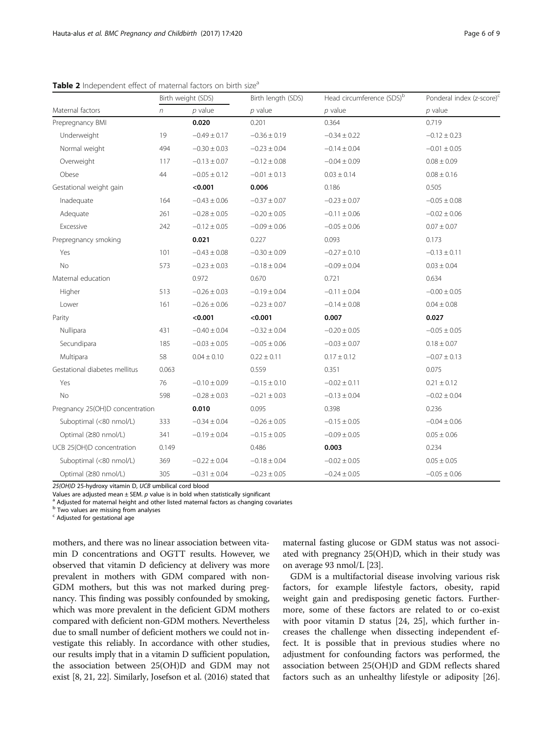**Table 2** Independent effect of maternal factors on birth size[a]

| | Birth weight (SDS) | | Birth length (SDS) | Head circumference (SDS)[b] | Ponderal index (z-score)[c] |
|---|---|---|---|---|---|
| Maternal factors | *n* | *p* value | *p* value | *p* value | *p* value |
| Prepregnancy BMI | | **0.020** | 0.201 | 0.364 | 0.719 |
| Underweight | 19 | −0.49 ± 0.17 | −0.36 ± 0.19 | −0.34 ± 0.22 | −0.12 ± 0.23 |
| Normal weight | 494 | −0.30 ± 0.03 | −0.23 ± 0.04 | −0.14 ± 0.04 | −0.01 ± 0.05 |
| Overweight | 117 | −0.13 ± 0.07 | −0.12 ± 0.08 | −0.04 ± 0.09 | 0.08 ± 0.09 |
| Obese | 44 | −0.05 ± 0.12 | −0.01 ± 0.13 | 0.03 ± 0.14 | 0.08 ± 0.16 |
| Gestational weight gain | | **<0.001** | **0.006** | 0.186 | 0.505 |
| Inadequate | 164 | −0.43 ± 0.06 | −0.37 ± 0.07 | −0.23 ± 0.07 | −0.05 ± 0.08 |
| Adequate | 261 | −0.28 ± 0.05 | −0.20 ± 0.05 | −0.11 ± 0.06 | −0.02 ± 0.06 |
| Excessive | 242 | −0.12 ± 0.05 | −0.09 ± 0.06 | −0.05 ± 0.06 | 0.07 ± 0.07 |
| Prepregnancy smoking | | **0.021** | 0.227 | 0.093 | 0.173 |
| Yes | 101 | −0.43 ± 0.08 | −0.30 ± 0.09 | −0.27 ± 0.10 | −0.13 ± 0.11 |
| No | 573 | −0.23 ± 0.03 | −0.18 ± 0.04 | −0.09 ± 0.04 | 0.03 ± 0.04 |
| Maternal education | | 0.972 | 0.670 | 0.721 | 0.634 |
| Higher | 513 | −0.26 ± 0.03 | −0.19 ± 0.04 | −0.11 ± 0.04 | −0.00 ± 0.05 |
| Lower | 161 | −0.26 ± 0.06 | −0.23 ± 0.07 | −0.14 ± 0.08 | 0.04 ± 0.08 |
| Parity | | **<0.001** | **<0.001** | **0.007** | **0.027** |
| Nullipara | 431 | −0.40 ± 0.04 | −0.32 ± 0.04 | −0.20 ± 0.05 | −0.05 ± 0.05 |
| Secundipara | 185 | −0.03 ± 0.05 | −0.05 ± 0.06 | −0.03 ± 0.07 | 0.18 ± 0.07 |
| Multipara | 58 | 0.04 ± 0.10 | 0.22 ± 0.11 | 0.17 ± 0.12 | −0.07 ± 0.13 |
| Gestational diabetes mellitus | 0.063 | | 0.559 | 0.351 | 0.075 |
| Yes | 76 | −0.10 ± 0.09 | −0.15 ± 0.10 | −0.02 ± 0.11 | 0.21 ± 0.12 |
| No | 598 | −0.28 ± 0.03 | −0.21 ± 0.03 | −0.13 ± 0.04 | −0.02 ± 0.04 |
| Pregnancy 25(OH)D concentration | | **0.010** | 0.095 | 0.398 | 0.236 |
| Suboptimal (<80 nmol/L) | 333 | −0.34 ± 0.04 | −0.26 ± 0.05 | −0.15 ± 0.05 | −0.04 ± 0.06 |
| Optimal (≥80 nmol/L) | 341 | −0.19 ± 0.04 | −0.15 ± 0.05 | −0.09 ± 0.05 | 0.05 ± 0.06 |
| UCB 25(OH)D concentration | 0.149 | | 0.486 | **0.003** | 0.234 |
| Suboptimal (<80 nmol/L) | 369 | −0.22 ± 0.04 | −0.18 ± 0.04 | −0.02 ± 0.05 | 0.05 ± 0.05 |
| Optimal (≥80 nmol/L) | 305 | −0.31 ± 0.04 | −0.23 ± 0.05 | −0.24 ± 0.05 | −0.05 ± 0.06 |

*25(OH)D* 25-hydroxy vitamin D, *UCB* umbilical cord blood

Values are adjusted mean ± SEM. *p* value is in bold when statistically significant

[a] Adjusted for maternal height and other listed maternal factors as changing covariates

[b] Two values are missing from analyses

[c] Adjusted for gestational age

mothers, and there was no linear association between vitamin D concentrations and OGTT results. However, we observed that vitamin D deficiency at delivery was more prevalent in mothers with GDM compared with non-GDM mothers, but this was not marked during pregnancy. This finding was possibly confounded by smoking, which was more prevalent in the deficient GDM mothers compared with deficient non-GDM mothers. Nevertheless due to small number of deficient mothers we could not investigate this reliably. In accordance with other studies, our results imply that in a vitamin D sufficient population, the association between 25(OH)D and GDM may not exist [8, 21, 22]. Similarly, Josefson et al. (2016) stated that maternal fasting glucose or GDM status was not associated with pregnancy 25(OH)D, which in their study was on average 93 nmol/L [23].

GDM is a multifactorial disease involving various risk factors, for example lifestyle factors, obesity, rapid weight gain and predisposing genetic factors. Furthermore, some of these factors are related to or co-exist with poor vitamin D status [24, 25], which further increases the challenge when dissecting independent effect. It is possible that in previous studies where no adjustment for confounding factors was performed, the association between 25(OH)D and GDM reflects shared factors such as an unhealthy lifestyle or adiposity [26].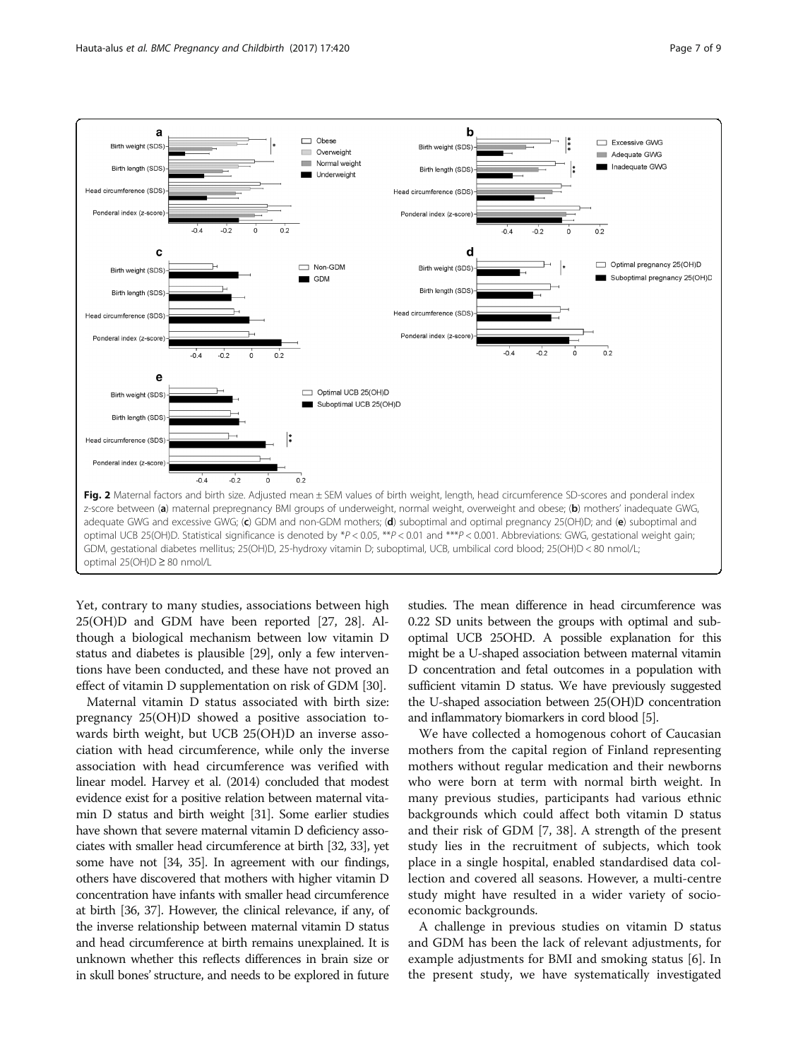Fig. 2 Maternal factors and birth size. Adjusted mean ± SEM values of birth weight, length, head circumference SD-scores and ponderal index z-score between (**a**) maternal prepregnancy BMI groups of underweight, normal weight, overweight and obese; (**b**) mothers' inadequate GWG, adequate GWG and excessive GWG; (**c**) GDM and non-GDM mothers; (**d**) suboptimal and optimal pregnancy 25(OH)D; and (**e**) suboptimal and optimal UCB 25(OH)D. Statistical significance is denoted by $*P < 0.05$, $**P < 0.01$ and $***P < 0.001$. Abbreviations: GWG, gestational weight gain; GDM, gestational diabetes mellitus; 25(OH)D, 25-hydroxy vitamin D; suboptimal, UCB, umbilical cord blood; 25(OH)D < 80 nmol/L; optimal 25(OH)D ≥ 80 nmol/L

Yet, contrary to many studies, associations between high 25(OH)D and GDM have been reported [27, 28]. Although a biological mechanism between low vitamin D status and diabetes is plausible [29], only a few interventions have been conducted, and these have not proved an effect of vitamin D supplementation on risk of GDM [30].

Maternal vitamin D status associated with birth size: pregnancy 25(OH)D showed a positive association towards birth weight, but UCB 25(OH)D an inverse association with head circumference, while only the inverse association with head circumference was verified with linear model. Harvey et al. (2014) concluded that modest evidence exist for a positive relation between maternal vitamin D status and birth weight [31]. Some earlier studies have shown that severe maternal vitamin D deficiency associates with smaller head circumference at birth [32, 33], yet some have not [34, 35]. In agreement with our findings, others have discovered that mothers with higher vitamin D concentration have infants with smaller head circumference at birth [36, 37]. However, the clinical relevance, if any, of the inverse relationship between maternal vitamin D status and head circumference at birth remains unexplained. It is unknown whether this reflects differences in brain size or in skull bones' structure, and needs to be explored in future studies. The mean difference in head circumference was 0.22 SD units between the groups with optimal and suboptimal UCB 25OHD. A possible explanation for this might be a U-shaped association between maternal vitamin D concentration and fetal outcomes in a population with sufficient vitamin D status. We have previously suggested the U-shaped association between 25(OH)D concentration and inflammatory biomarkers in cord blood [5].

We have collected a homogenous cohort of Caucasian mothers from the capital region of Finland representing mothers without regular medication and their newborns who were born at term with normal birth weight. In many previous studies, participants had various ethnic backgrounds which could affect both vitamin D status and their risk of GDM [7, 38]. A strength of the present study lies in the recruitment of subjects, which took place in a single hospital, enabled standardised data collection and covered all seasons. However, a multi-centre study might have resulted in a wider variety of socioeconomic backgrounds.

A challenge in previous studies on vitamin D status and GDM has been the lack of relevant adjustments, for example adjustments for BMI and smoking status [6]. In the present study, we have systematically investigated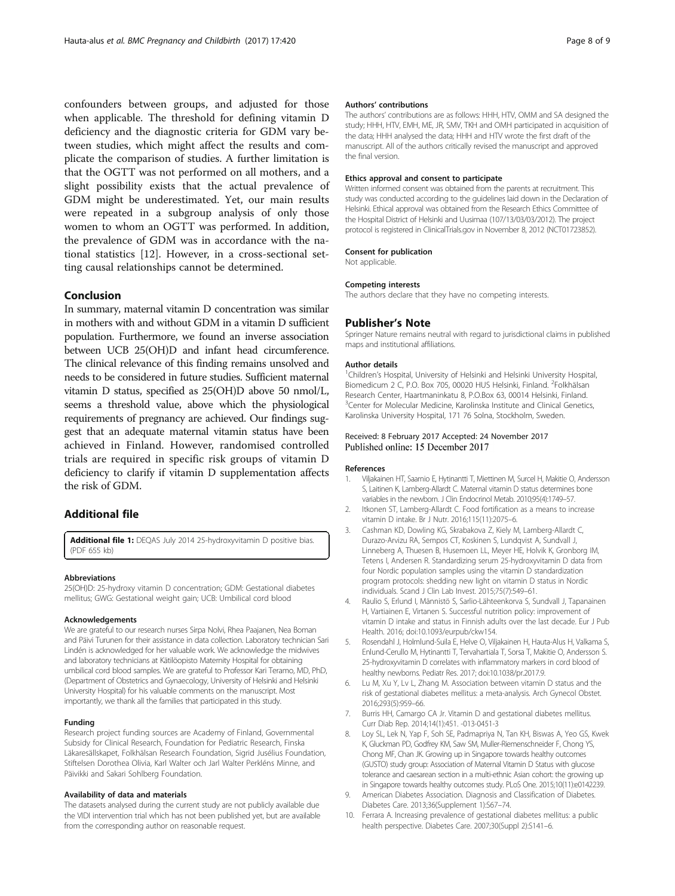confounders between groups, and adjusted for those when applicable. The threshold for defining vitamin D deficiency and the diagnostic criteria for GDM vary between studies, which might affect the results and complicate the comparison of studies. A further limitation is that the OGTT was not performed on all mothers, and a slight possibility exists that the actual prevalence of GDM might be underestimated. Yet, our main results were repeated in a subgroup analysis of only those women to whom an OGTT was performed. In addition, the prevalence of GDM was in accordance with the national statistics [12]. However, in a cross-sectional setting causal relationships cannot be determined.

## Conclusion

In summary, maternal vitamin D concentration was similar in mothers with and without GDM in a vitamin D sufficient population. Furthermore, we found an inverse association between UCB 25(OH)D and infant head circumference. The clinical relevance of this finding remains unsolved and needs to be considered in future studies. Sufficient maternal vitamin D status, specified as 25(OH)D above 50 nmol/L, seems a threshold value, above which the physiological requirements of pregnancy are achieved. Our findings suggest that an adequate maternal vitamin status have been achieved in Finland. However, randomised controlled trials are required in specific risk groups of vitamin D deficiency to clarify if vitamin D supplementation affects the risk of GDM.

## Additional file

**Additional file 1:** DEQAS July 2014 25-hydroxyvitamin D positive bias. (PDF 655 kb)

#### Abbreviations

25(OH)D: 25-hydroxy vitamin D concentration; GDM: Gestational diabetes mellitus; GWG: Gestational weight gain; UCB: Umbilical cord blood

#### Acknowledgements

We are grateful to our research nurses Sirpa Nolvi, Rhea Paajanen, Nea Boman and Päivi Turunen for their assistance in data collection. Laboratory technician Sari Lindén is acknowledged for her valuable work. We acknowledge the midwives and laboratory technicians at Kätilöopisto Maternity Hospital for obtaining umbilical cord blood samples. We are grateful to Professor Kari Teramo, MD, PhD, (Department of Obstetrics and Gynaecology, University of Helsinki and Helsinki University Hospital) for his valuable comments on the manuscript. Most importantly, we thank all the families that participated in this study.

#### Funding

Research project funding sources are Academy of Finland, Governmental Subsidy for Clinical Research, Foundation for Pediatric Research, Finska Läkaresällskapet, Folkhälsan Research Foundation, Sigrid Jusélius Foundation, Stiftelsen Dorothea Olivia, Karl Walter och Jarl Walter Perkléns Minne, and Päivikki and Sakari Sohlberg Foundation.

#### Availability of data and materials

The datasets analysed during the current study are not publicly available due the VIDI intervention trial which has not been published yet, but are available from the corresponding author on reasonable request.

#### Authors' contributions

The authors' contributions are as follows: HHH, HTV, OMM and SA designed the study; HHH, HTV, EMH, ME, JR, SMV, TKH and OMH participated in acquisition of the data; HHH analysed the data; HHH and HTV wrote the first draft of the manuscript. All of the authors critically revised the manuscript and approved the final version.

#### Ethics approval and consent to participate

Written informed consent was obtained from the parents at recruitment. This study was conducted according to the guidelines laid down in the Declaration of Helsinki. Ethical approval was obtained from the Research Ethics Committee of the Hospital District of Helsinki and Uusimaa (107/13/03/03/2012). The project protocol is registered in ClinicalTrials.gov in November 8, 2012 (NCT01723852).

#### Consent for publication

Not applicable.

#### Competing interests

The authors declare that they have no competing interests.

## Publisher's Note

Springer Nature remains neutral with regard to jurisdictional claims in published maps and institutional affiliations.

#### Author details

[1]Children's Hospital, University of Helsinki and Helsinki University Hospital, Biomedicum 2 C, P.O. Box 705, 00020 HUS Helsinki, Finland. [2]Folkhälsan Research Center, Haartmaninkatu 8, P.O.Box 63, 00014 Helsinki, Finland. [3]Center for Molecular Medicine, Karolinska Institute and Clinical Genetics, Karolinska University Hospital, 171 76 Solna, Stockholm, Sweden.

Received: 8 February 2017 Accepted: 24 November 2017
Published online: 15 December 2017

#### References

1. Viljakainen HT, Saarnio E, Hytinantti T, Miettinen M, Surcel H, Makitie O, Andersson S, Laitinen K, Lamberg-Allardt C. Maternal vitamin D status determines bone variables in the newborn. J Clin Endocrinol Metab. 2010;95(4):1749–57.
2. Itkonen ST, Lamberg-Allardt C. Food fortification as a means to increase vitamin D intake. Br J Nutr. 2016;115(11):2075–6.
3. Cashman KD, Dowling KG, Skrabakova Z, Kiely M, Lamberg-Allardt C, Durazo-Arvizu RA, Sempos CT, Koskinen S, Lundqvist A, Sundvall J, Linneberg A, Thuesen B, Husemoen LL, Meyer HE, Holvik K, Gronborg IM, Tetens I, Andersen R. Standardizing serum 25-hydroxyvitamin D data from four Nordic population samples using the vitamin D standardization program protocols: shedding new light on vitamin D status in Nordic individuals. Scand J Clin Lab Invest. 2015;75(7):549–61.
4. Raulio S, Erlund I, Männistö S, Sarlio-Lähteenkorva S, Sundvall J, Tapanainen H, Vartiainen E, Virtanen S. Successful nutrition policy: improvement of vitamin D intake and status in Finnish adults over the last decade. Eur J Pub Health. 2016; doi:10.1093/eurpub/ckw154.
5. Rosendahl J, Holmlund-Suila E, Helve O, Viljakainen H, Hauta-Alus H, Valkama S, Enlund-Cerullo M, Hytinantti T, Tervahartiala T, Sorsa T, Makitie O, Andersson S. 25-hydroxyvitamin D correlates with inflammatory markers in cord blood of healthy newborns. Pediatr Res. 2017; doi:10.1038/pr.2017.9.
6. Lu M, Xu Y, Lv L, Zhang M. Association between vitamin D status and the risk of gestational diabetes mellitus: a meta-analysis. Arch Gynecol Obstet. 2016;293(5):959–66.
7. Burris HH, Camargo CA Jr. Vitamin D and gestational diabetes mellitus. Curr Diab Rep. 2014;14(1):451. -013-0451-3
8. Loy SL, Lek N, Yap F, Soh SE, Padmapriya N, Tan KH, Biswas A, Yeo GS, Kwek K, Gluckman PD, Godfrey KM, Saw SM, Muller-Riemenschneider F, Chong YS, Chong MF, Chan JK. Growing up in Singapore towards healthy outcomes (GUSTO) study group: Association of Maternal Vitamin D Status with glucose tolerance and caesarean section in a multi-ethnic Asian cohort: the growing up in Singapore towards healthy outcomes study. PLoS One. 2015;10(11):e0142239.
9. American Diabetes Association. Diagnosis and Classification of Diabetes. Diabetes Care. 2013;36(Supplement 1):S67–74.
10. Ferrara A. Increasing prevalence of gestational diabetes mellitus: a public health perspective. Diabetes Care. 2007;30(Suppl 2):S141–6.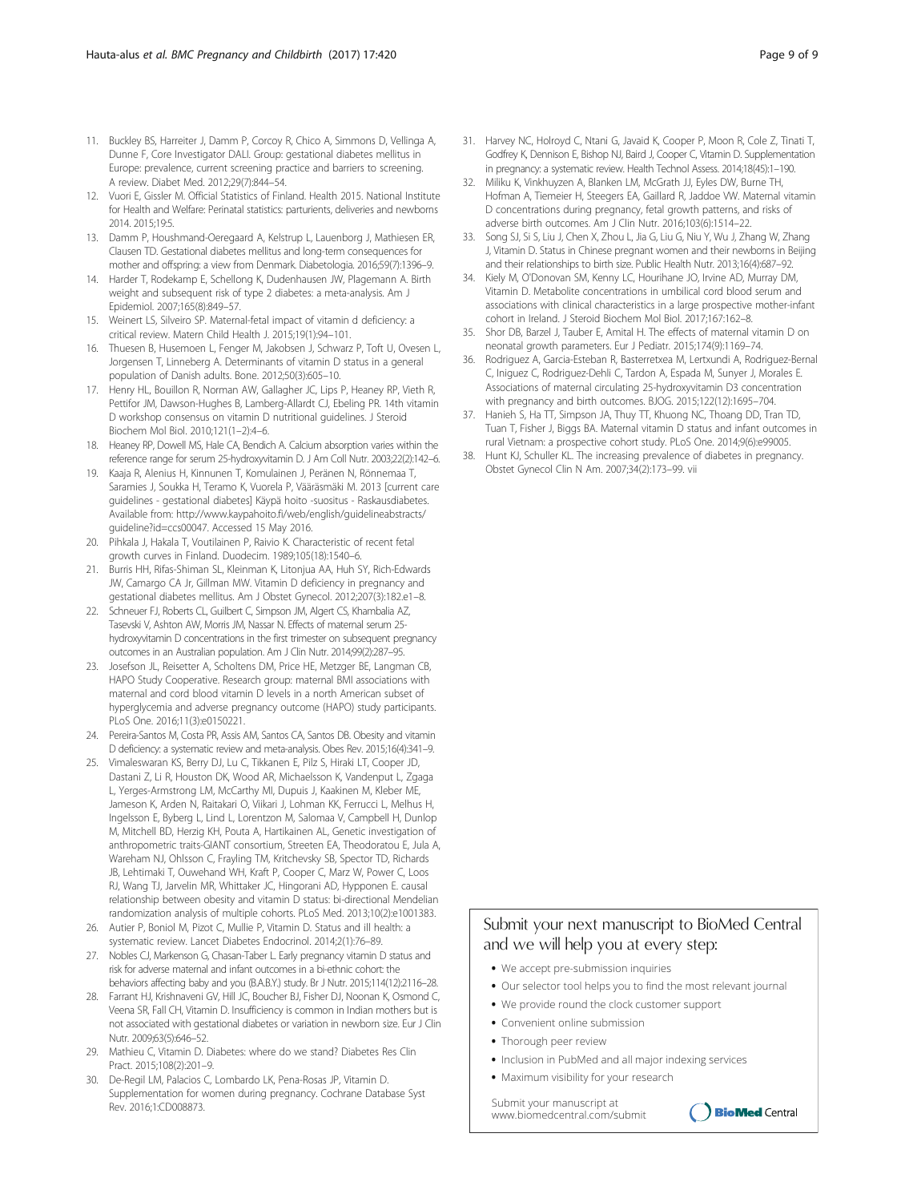11. Buckley BS, Harreiter J, Damm P, Corcoy R, Chico A, Simmons D, Vellinga A, Dunne F, Core Investigator DALI. Group: gestational diabetes mellitus in Europe: prevalence, current screening practice and barriers to screening. A review. Diabet Med. 2012;29(7):844–54.
12. Vuori E, Gissler M. Official Statistics of Finland. Health 2015. National Institute for Health and Welfare: Perinatal statistics: parturients, deliveries and newborns 2014. 2015;19:5.
13. Damm P, Houshmand-Oeregaard A, Kelstrup L, Lauenborg J, Mathiesen ER, Clausen TD. Gestational diabetes mellitus and long-term consequences for mother and offspring: a view from Denmark. Diabetologia. 2016;59(7):1396–9.
14. Harder T, Rodekamp E, Schellong K, Dudenhausen JW, Plagemann A. Birth weight and subsequent risk of type 2 diabetes: a meta-analysis. Am J Epidemiol. 2007;165(8):849–57.
15. Weinert LS, Silveiro SP. Maternal-fetal impact of vitamin d deficiency: a critical review. Matern Child Health J. 2015;19(1):94–101.
16. Thuesen B, Husemoen L, Fenger M, Jakobsen J, Schwarz P, Toft U, Ovesen L, Jorgensen T, Linneberg A. Determinants of vitamin D status in a general population of Danish adults. Bone. 2012;50(3):605–10.
17. Henry HL, Bouillon R, Norman AW, Gallagher JC, Lips P, Heaney RP, Vieth R, Pettifor JM, Dawson-Hughes B, Lamberg-Allardt CJ, Ebeling PR. 14th vitamin D workshop consensus on vitamin D nutritional guidelines. J Steroid Biochem Mol Biol. 2010;121(1–2):4–6.
18. Heaney RP, Dowell MS, Hale CA, Bendich A. Calcium absorption varies within the reference range for serum 25-hydroxyvitamin D. J Am Coll Nutr. 2003;22(2):142–6.
19. Kaaja R, Alenius H, Kinnunen T, Komulainen J, Peränen N, Rönnemaa T, Saramies J, Soukka H, Teramo K, Vuorela P, Vääräsmäki M. 2013 [current care guidelines - gestational diabetes] Käypä hoito -suositus - Raskausdiabetes. Available from: http://www.kaypahoito.fi/web/english/guidelineabstracts/guideline?id=ccs00047. Accessed 15 May 2016.
20. Pihkala J, Hakala T, Voutilainen P, Raivio K. Characteristic of recent fetal growth curves in Finland. Duodecim. 1989;105(18):1540–6.
21. Burris HH, Rifas-Shiman SL, Kleinman K, Litonjua AA, Huh SY, Rich-Edwards JW, Camargo CA Jr, Gillman MW. Vitamin D deficiency in pregnancy and gestational diabetes mellitus. Am J Obstet Gynecol. 2012;207(3):182.e1–8.
22. Schneuer FJ, Roberts CL, Guilbert C, Simpson JM, Algert CS, Khambalia AZ, Tasevski V, Ashton AW, Morris JM, Nassar N. Effects of maternal serum 25-hydroxyvitamin D concentrations in the first trimester on subsequent pregnancy outcomes in an Australian population. Am J Clin Nutr. 2014;99(2):287–95.
23. Josefson JL, Reisetter A, Scholtens DM, Price HE, Metzger BE, Langman CB, HAPO Study Cooperative. Research group: maternal BMI associations with maternal and cord blood vitamin D levels in a north American subset of hyperglycemia and adverse pregnancy outcome (HAPO) study participants. PLoS One. 2016;11(3):e0150221.
24. Pereira-Santos M, Costa PR, Assis AM, Santos CA, Santos DB. Obesity and vitamin D deficiency: a systematic review and meta-analysis. Obes Rev. 2015;16(4):341–9.
25. Vimaleswaran KS, Berry DJ, Lu C, Tikkanen E, Pilz S, Hiraki LT, Cooper JD, Dastani Z, Li R, Houston DK, Wood AR, Michaelsson K, Vandenput L, Zgaga L, Yerges-Armstrong LM, McCarthy MI, Dupuis J, Kaakinen M, Kleber ME, Jameson K, Arden N, Raitakari O, Viikari J, Lohman KK, Ferrucci L, Melhus H, Ingelsson E, Byberg L, Lind L, Lorentzon M, Salomaa V, Campbell H, Dunlop M, Mitchell BD, Herzig KH, Pouta A, Hartikainen AL, Genetic investigation of anthropometric traits-GIANT consortium, Streeten EA, Theodoratou E, Jula A, Wareham NJ, Ohlsson C, Frayling TM, Kritchevsky SB, Spector TD, Richards JB, Lehtimaki T, Ouwehand WH, Kraft P, Cooper C, Marz W, Power C, Loos RJ, Wang TJ, Jarvelin MR, Whittaker JC, Hingorani AD, Hypponen E. causal relationship between obesity and vitamin D status: bi-directional Mendelian randomization analysis of multiple cohorts. PLoS Med. 2013;10(2):e1001383.
26. Autier P, Boniol M, Pizot C, Mullie P, Vitamin D. Status and ill health: a systematic review. Lancet Diabetes Endocrinol. 2014;2(1):76–89.
27. Nobles CJ, Markenson G, Chasan-Taber L. Early pregnancy vitamin D status and risk for adverse maternal and infant outcomes in a bi-ethnic cohort: the behaviors affecting baby and you (B.A.B.Y.) study. Br J Nutr. 2015;114(12):2116–28.
28. Farrant HJ, Krishnaveni GV, Hill JC, Boucher BJ, Fisher DJ, Noonan K, Osmond C, Veena SR, Fall CH, Vitamin D. Insufficiency is common in Indian mothers but is not associated with gestational diabetes or variation in newborn size. Eur J Clin Nutr. 2009;63(5):646–52.
29. Mathieu C, Vitamin D. Diabetes: where do we stand? Diabetes Res Clin Pract. 2015;108(2):201–9.
30. De-Regil LM, Palacios C, Lombardo LK, Pena-Rosas JP, Vitamin D. Supplementation for women during pregnancy. Cochrane Database Syst Rev. 2016;1:CD008873.
31. Harvey NC, Holroyd C, Ntani G, Javaid K, Cooper P, Moon R, Cole Z, Tinati T, Godfrey K, Dennison E, Bishop NJ, Baird J, Cooper C, Vitamin D. Supplementation in pregnancy: a systematic review. Health Technol Assess. 2014;18(45):1–190.
32. Miliku K, Vinkhuyzen A, Blanken LM, McGrath JJ, Eyles DW, Burne TH, Hofman A, Tiemeier H, Steegers EA, Gaillard R, Jaddoe VW. Maternal vitamin D concentrations during pregnancy, fetal growth patterns, and risks of adverse birth outcomes. Am J Clin Nutr. 2016;103(6):1514–22.
33. Song SJ, Si S, Liu J, Chen X, Zhou L, Jia G, Liu G, Niu Y, Wu J, Zhang W, Zhang J, Vitamin D. Status in Chinese pregnant women and their newborns in Beijing and their relationships to birth size. Public Health Nutr. 2013;16(4):687–92.
34. Kiely M, O'Donovan SM, Kenny LC, Hourihane JO, Irvine AD, Murray DM, Vitamin D. Metabolite concentrations in umbilical cord blood serum and associations with clinical characteristics in a large prospective mother-infant cohort in Ireland. J Steroid Biochem Mol Biol. 2017;167:162–8.
35. Shor DB, Barzel J, Tauber E, Amital H. The effects of maternal vitamin D on neonatal growth parameters. Eur J Pediatr. 2015;174(9):1169–74.
36. Rodriguez A, Garcia-Esteban R, Basterretxea M, Lertxundi A, Rodriguez-Bernal C, Iniguez C, Rodriguez-Dehli C, Tardon A, Espada M, Sunyer J, Morales E. Associations of maternal circulating 25-hydroxyvitamin D3 concentration with pregnancy and birth outcomes. BJOG. 2015;122(12):1695–704.
37. Hanieh S, Ha TT, Simpson JA, Thuy TT, Khuong NC, Thoang DD, Tran TD, Tuan T, Fisher J, Biggs BA. Maternal vitamin D status and infant outcomes in rural Vietnam: a prospective cohort study. PLoS One. 2014;9(6):e99005.
38. Hunt KJ, Schuller KL. The increasing prevalence of diabetes in pregnancy. Obstet Gynecol Clin N Am. 2007;34(2):173–99. vii

Submit your next manuscript to BioMed Central and we will help you at every step:

- We accept pre-submission inquiries
- Our selector tool helps you to find the most relevant journal
- We provide round the clock customer support
- Convenient online submission
- Thorough peer review
- Inclusion in PubMed and all major indexing services
- Maximum visibility for your research

Submit your manuscript at www.biomedcentral.com/submit

BioMed Central